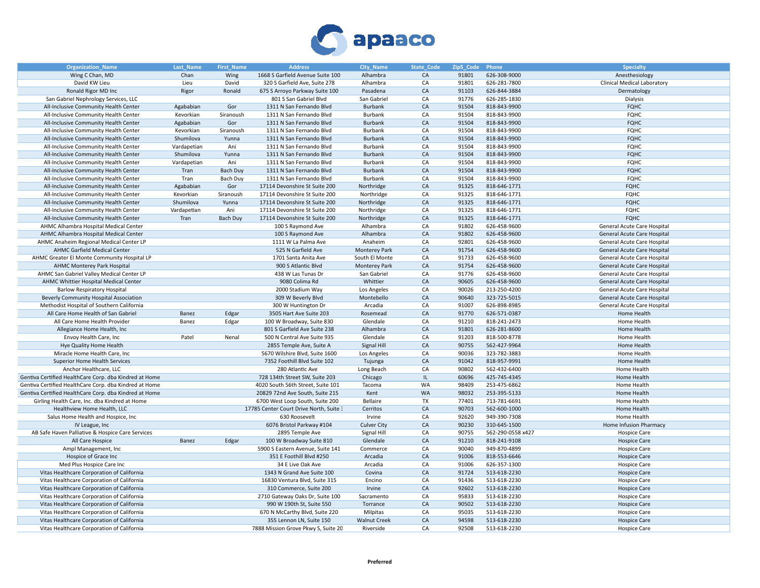| Organization_Name | Last_Name | First_Name | Address | City_Name | State_Code | Zip5_Code | Phone | Specialty |
|---|---|---|---|---|---|---|---|---|
| Wing C Chan, MD | Chan | Wing | 1668 S Garfield Avenue Suite 100 | Alhambra | CA | 91801 | 626-308-9000 | Anesthesiology |
| David KW Lieu | Lieu | David | 320 S Garfield Ave, Suite 278 | Alhambra | CA | 91801 | 626-281-7800 | Clinical Medical Laboratory |
| Ronald Rigor MD Inc | Rigor | Ronald | 675 S Arroyo Parkway Suite 100 | Pasadena | CA | 91103 | 626-844-3884 | Dermatology |
| San Gabriel Nephrology Services, LLC | | | 801 S San Gabriel Blvd | San Gabriel | CA | 91776 | 626-285-1830 | Dialysis |
| All-Inclusive Community Health Center | Agababian | Gor | 1311 N San Fernando Blvd | Burbank | CA | 91504 | 818-843-9900 | FQHC |
| All-Inclusive Community Health Center | Kevorkian | Siranoush | 1311 N San Fernando Blvd | Burbank | CA | 91504 | 818-843-9900 | FQHC |
| All-Inclusive Community Health Center | Agababian | Gor | 1311 N San Fernando Blvd | Burbank | CA | 91504 | 818-843-9900 | FQHC |
| All-Inclusive Community Health Center | Kevorkian | Siranoush | 1311 N San Fernando Blvd | Burbank | CA | 91504 | 818-843-9900 | FQHC |
| All-Inclusive Community Health Center | Shumilova | Yunna | 1311 N San Fernando Blvd | Burbank | CA | 91504 | 818-843-9900 | FQHC |
| All-Inclusive Community Health Center | Vardapetian | Ani | 1311 N San Fernando Blvd | Burbank | CA | 91504 | 818-843-9900 | FQHC |
| All-Inclusive Community Health Center | Shumilova | Yunna | 1311 N San Fernando Blvd | Burbank | CA | 91504 | 818-843-9900 | FQHC |
| All-Inclusive Community Health Center | Vardapetian | Ani | 1311 N San Fernando Blvd | Burbank | CA | 91504 | 818-843-9900 | FQHC |
| All-Inclusive Community Health Center | Tran | Bach Duy | 1311 N San Fernando Blvd | Burbank | CA | 91504 | 818-843-9900 | FQHC |
| All-Inclusive Community Health Center | Tran | Bach Duy | 1311 N San Fernando Blvd | Burbank | CA | 91504 | 818-843-9900 | FQHC |
| All-Inclusive Community Health Center | Agababian | Gor | 17114 Devonshire St Suite 200 | Northridge | CA | 91325 | 818-646-1771 | FQHC |
| All-Inclusive Community Health Center | Kevorkian | Siranoush | 17114 Devonshire St Suite 200 | Northridge | CA | 91325 | 818-646-1771 | FQHC |
| All-Inclusive Community Health Center | Shumilova | Yunna | 17114 Devonshire St Suite 200 | Northridge | CA | 91325 | 818-646-1771 | FQHC |
| All-Inclusive Community Health Center | Vardapetian | Ani | 17114 Devonshire St Suite 200 | Northridge | CA | 91325 | 818-646-1771 | FQHC |
| All-Inclusive Community Health Center | Tran | Bach Duy | 17114 Devonshire St Suite 200 | Northridge | CA | 91325 | 818-646-1771 | FQHC |
| AHMC Alhambra Hospital Medical Center | | | 100 S Raymond Ave | Alhambra | CA | 91802 | 626-458-9600 | General Acute Care Hospital |
| AHMC Alhambra Hospital Medical Center | | | 100 S Raymond Ave | Alhambra | CA | 91802 | 626-458-9600 | General Acute Care Hospital |
| AHMC Anaheim Regional Medical Center LP | | | 1111 W La Palma Ave | Anaheim | CA | 92801 | 626-458-9600 | General Acute Care Hospital |
| AHMC Garfield Medical Center | | | 525 N Garfield Ave | Monterey Park | CA | 91754 | 626-458-9600 | General Acute Care Hospital |
| AHMC Greater El Monte Community Hospital LP | | | 1701 Santa Anita Ave | South El Monte | CA | 91733 | 626-458-9600 | General Acute Care Hospital |
| AHMC Monterey Park Hospital | | | 900 S Atlantic Blvd | Monterey Park | CA | 91754 | 626-458-9600 | General Acute Care Hospital |
| AHMC San Gabriel Valley Medical Center LP | | | 438 W Las Tunas Dr | San Gabriel | CA | 91776 | 626-458-9600 | General Acute Care Hospital |
| AHMC Whittier Hospital Medical Center | | | 9080 Colima Rd | Whittier | CA | 90605 | 626-458-9600 | General Acute Care Hospital |
| Barlow Respiratory Hospital | | | 2000 Stadium Way | Los Angeles | CA | 90026 | 213-250-4200 | General Acute Care Hospital |
| Beverly Community Hospital Association | | | 309 W Beverly Blvd | Montebello | CA | 90640 | 323-725-5015 | General Acute Care Hospital |
| Methodist Hospital of Southern California | | | 300 W Huntington Dr | Arcadia | CA | 91007 | 626-898-8985 | General Acute Care Hospital |
| All Care Home Health of San Gabriel | Banez | Edgar | 3505 Hart Ave Suite 203 | Rosemead | CA | 91770 | 626-571-0387 | Home Health |
| All Care Home Health Provider | Banez | Edgar | 100 W Broadway, Suite 830 | Glendale | CA | 91210 | 818-241-2473 | Home Health |
| Allegiance Home Health, Inc | | | 801 S Garfield Ave Suite 238 | Alhambra | CA | 91801 | 626-281-8600 | Home Health |
| Envoy Health Care, Inc | Patel | Nenal | 500 N Central Ave Suite 935 | Glendale | CA | 91203 | 818-500-8778 | Home Health |
| Hye Quality Home Health | | | 2855 Temple Ave, Suite A | Signal Hill | CA | 90755 | 562-427-9964 | Home Health |
| Miracle Home Health Care, Inc | | | 5670 Wilshire Blvd, Suite 1600 | Los Angeles | CA | 90036 | 323-782-3883 | Home Health |
| Superior Home Health Services | | | 7352 Foothill Blvd Suite 102 | Tujunga | CA | 91042 | 818-957-9991 | Home Health |
| Anchor Healthcare, LLC | | | 280 Atlantic Ave | Long Beach | CA | 90802 | 562-432-6400 | Home Health |
| Gentiva Certified HealthCare Corp. dba Kindred at Home | | | 728 134th Street SW, Suite 203 | Chicago | IL | 60696 | 425-745-4345 | Home Health |
| Gentiva Certified HealthCare Corp. dba Kindred at Home | | | 4020 South 56th Street, Suite 101 | Tacoma | WA | 98409 | 253-475-6862 | Home Health |
| Gentiva Certified HealthCare Corp. dba Kindred at Home | | | 20829 72nd Ave South, Suite 215 | Kent | WA | 98032 | 253-395-5133 | Home Health |
| Girling Health Care, Inc. dba Kindred at Home | | | 6700 West Loop South, Suite 200 | Bellaire | TX | 77401 | 713-781-6691 | Home Health |
| Healthview Home Health, LLC | | | 17785 Center Court Drive North, Suite 3 | Cerritos | CA | 90703 | 562-600-1000 | Home Health |
| Salus Home Health and Hospice, Inc | | | 630 Roosevelt | Irvine | CA | 92620 | 949-390-7308 | Home Health |
| IV League, Inc | | | 6076 Bristol Parkway #104 | Culver City | CA | 90230 | 310-645-1500 | Home Infusion Pharmacy |
| AB Safe Haven Palliative & Hospice Care Services | | | 2895 Temple Ave | Signal Hill | CA | 90755 | 562-290-0558 x427 | Hospice Care |
| All Care Hospice | Banez | Edgar | 100 W Broadway Suite 810 | Glendale | CA | 91210 | 818-241-9108 | Hospice Care |
| Ampl Management, Inc | | | 5900 S Eastern Avenue, Suite 141 | Commerce | CA | 90040 | 949-870-4899 | Hospice Care |
| Hospice of Grace Inc | | | 351 E Foothill Blvd #250 | Arcadia | CA | 91006 | 818-553-6646 | Hospice Care |
| Med Plus Hospice Care Inc | | | 34 E Live Oak Ave | Arcadia | CA | 91006 | 626-357-1300 | Hospice Care |
| Vitas Healthcare Corporation of California | | | 1343 N Grand Ave Suite 100 | Covina | CA | 91724 | 513-618-2230 | Hospice Care |
| Vitas Healthcare Corporation of California | | | 16830 Ventura Blvd, Suite 315 | Encino | CA | 91436 | 513-618-2230 | Hospice Care |
| Vitas Healthcare Corporation of California | | | 310 Commerce, Suite 200 | Irvine | CA | 92602 | 513-618-2230 | Hospice Care |
| Vitas Healthcare Corporation of California | | | 2710 Gateway Oaks Dr, Suite 100 | Sacramento | CA | 95833 | 513-618-2230 | Hospice Care |
| Vitas Healthcare Corporation of California | | | 990 W 190th St, Suite 550 | Torrance | CA | 90502 | 513-618-2230 | Hospice Care |
| Vitas Healthcare Corporation of California | | | 670 N McCarthy Blvd, Suite 220 | Milpitas | CA | 95035 | 513-618-2230 | Hospice Care |
| Vitas Healthcare Corporation of California | | | 355 Lennon LN, Suite 150 | Walnut Creek | CA | 94598 | 513-618-2230 | Hospice Care |
| Vitas Healthcare Corporation of California | | | 7888 Mission Grove Pkwy S, Suite 20 | Riverside | CA | 92508 | 513-618-2230 | Hospice Care |

**Preferred**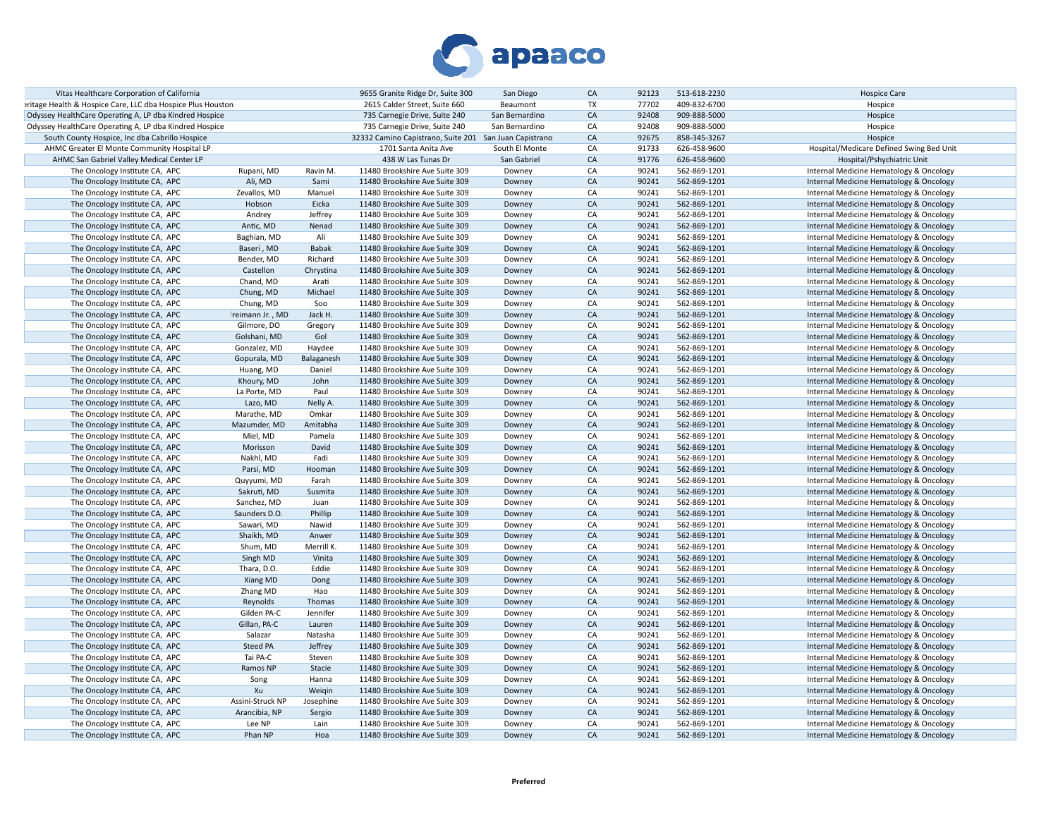| | | | | | | | | |
|---|---|---|---|---|---|---|---|---|
| Vitas Healthcare Corporation of California | | | 9655 Granite Ridge Dr, Suite 300 | San Diego | CA | 92123 | 513-618-2230 | Hospice Care |
| eritage Health & Hospice Care, LLC dba Hospice Plus Houston | | | 2615 Calder Street, Suite 660 | Beaumont | TX | 77702 | 409-832-6700 | Hospice |
| Odyssey HealthCare Operating A, LP dba Kindred Hospice | | | 735 Carnegie Drive, Suite 240 | San Bernardino | CA | 92408 | 909-888-5000 | Hospice |
| Odyssey HealthCare Operating A, LP dba Kindred Hospice | | | 735 Carnegie Drive, Suite 240 | San Bernardino | CA | 92408 | 909-888-5000 | Hospice |
| South County Hospice, Inc dba Cabrillo Hospice | | | 32332 Camino Capistrano, Suite 201 | San Juan Capistrano | CA | 92675 | 858-345-3267 | Hospice |
| AHMC Greater El Monte Community Hospital LP | | | 1701 Santa Anita Ave | South El Monte | CA | 91733 | 626-458-9600 | Hospital/Medicare Defined Swing Bed Unit |
| AHMC San Gabriel Valley Medical Center LP | | | 438 W Las Tunas Dr | San Gabriel | CA | 91776 | 626-458-9600 | Hospital/Pshychiatric Unit |
| The Oncology Institute CA, APC | Rupani, MD | Ravin M. | 11480 Brookshire Ave Suite 309 | Downey | CA | 90241 | 562-869-1201 | Internal Medicine Hematology & Oncology |
| The Oncology Institute CA, APC | Ali, MD | Sami | 11480 Brookshire Ave Suite 309 | Downey | CA | 90241 | 562-869-1201 | Internal Medicine Hematology & Oncology |
| The Oncology Institute CA, APC | Zevallos, MD | Manuel | 11480 Brookshire Ave Suite 309 | Downey | CA | 90241 | 562-869-1201 | Internal Medicine Hematology & Oncology |
| The Oncology Institute CA, APC | Hobson | Eicka | 11480 Brookshire Ave Suite 309 | Downey | CA | 90241 | 562-869-1201 | Internal Medicine Hematology & Oncology |
| The Oncology Institute CA, APC | Andrey | Jeffrey | 11480 Brookshire Ave Suite 309 | Downey | CA | 90241 | 562-869-1201 | Internal Medicine Hematology & Oncology |
| The Oncology Institute CA, APC | Antic, MD | Nenad | 11480 Brookshire Ave Suite 309 | Downey | CA | 90241 | 562-869-1201 | Internal Medicine Hematology & Oncology |
| The Oncology Institute CA, APC | Baghian, MD | Ali | 11480 Brookshire Ave Suite 309 | Downey | CA | 90241 | 562-869-1201 | Internal Medicine Hematology & Oncology |
| The Oncology Institute CA, APC | Baseri , MD | Babak | 11480 Brookshire Ave Suite 309 | Downey | CA | 90241 | 562-869-1201 | Internal Medicine Hematology & Oncology |
| The Oncology Institute CA, APC | Bender, MD | Richard | 11480 Brookshire Ave Suite 309 | Downey | CA | 90241 | 562-869-1201 | Internal Medicine Hematology & Oncology |
| The Oncology Institute CA, APC | Castellon | Chrystina | 11480 Brookshire Ave Suite 309 | Downey | CA | 90241 | 562-869-1201 | Internal Medicine Hematology & Oncology |
| The Oncology Institute CA, APC | Chand, MD | Arati | 11480 Brookshire Ave Suite 309 | Downey | CA | 90241 | 562-869-1201 | Internal Medicine Hematology & Oncology |
| The Oncology Institute CA, APC | Chung, MD | Michael | 11480 Brookshire Ave Suite 309 | Downey | CA | 90241 | 562-869-1201 | Internal Medicine Hematology & Oncology |
| The Oncology Institute CA, APC | Chung, MD | Soo | 11480 Brookshire Ave Suite 309 | Downey | CA | 90241 | 562-869-1201 | Internal Medicine Hematology & Oncology |
| The Oncology Institute CA, APC | Freimann Jr. , MD | Jack H. | 11480 Brookshire Ave Suite 309 | Downey | CA | 90241 | 562-869-1201 | Internal Medicine Hematology & Oncology |
| The Oncology Institute CA, APC | Gilmore, DO | Gregory | 11480 Brookshire Ave Suite 309 | Downey | CA | 90241 | 562-869-1201 | Internal Medicine Hematology & Oncology |
| The Oncology Institute CA, APC | Golshani, MD | Gol | 11480 Brookshire Ave Suite 309 | Downey | CA | 90241 | 562-869-1201 | Internal Medicine Hematology & Oncology |
| The Oncology Institute CA, APC | Gonzalez, MD | Haydee | 11480 Brookshire Ave Suite 309 | Downey | CA | 90241 | 562-869-1201 | Internal Medicine Hematology & Oncology |
| The Oncology Institute CA, APC | Gopurala, MD | Balaganesh | 11480 Brookshire Ave Suite 309 | Downey | CA | 90241 | 562-869-1201 | Internal Medicine Hematology & Oncology |
| The Oncology Institute CA, APC | Huang, MD | Daniel | 11480 Brookshire Ave Suite 309 | Downey | CA | 90241 | 562-869-1201 | Internal Medicine Hematology & Oncology |
| The Oncology Institute CA, APC | Khoury, MD | John | 11480 Brookshire Ave Suite 309 | Downey | CA | 90241 | 562-869-1201 | Internal Medicine Hematology & Oncology |
| The Oncology Institute CA, APC | La Porte, MD | Paul | 11480 Brookshire Ave Suite 309 | Downey | CA | 90241 | 562-869-1201 | Internal Medicine Hematology & Oncology |
| The Oncology Institute CA, APC | Lazo, MD | Nelly A. | 11480 Brookshire Ave Suite 309 | Downey | CA | 90241 | 562-869-1201 | Internal Medicine Hematology & Oncology |
| The Oncology Institute CA, APC | Marathe, MD | Omkar | 11480 Brookshire Ave Suite 309 | Downey | CA | 90241 | 562-869-1201 | Internal Medicine Hematology & Oncology |
| The Oncology Institute CA, APC | Mazumder, MD | Amitabha | 11480 Brookshire Ave Suite 309 | Downey | CA | 90241 | 562-869-1201 | Internal Medicine Hematology & Oncology |
| The Oncology Institute CA, APC | Miel, MD | Pamela | 11480 Brookshire Ave Suite 309 | Downey | CA | 90241 | 562-869-1201 | Internal Medicine Hematology & Oncology |
| The Oncology Institute CA, APC | Morisson | David | 11480 Brookshire Ave Suite 309 | Downey | CA | 90241 | 562-869-1201 | Internal Medicine Hematology & Oncology |
| The Oncology Institute CA, APC | Nakhl, MD | Fadi | 11480 Brookshire Ave Suite 309 | Downey | CA | 90241 | 562-869-1201 | Internal Medicine Hematology & Oncology |
| The Oncology Institute CA, APC | Parsi, MD | Hooman | 11480 Brookshire Ave Suite 309 | Downey | CA | 90241 | 562-869-1201 | Internal Medicine Hematology & Oncology |
| The Oncology Institute CA, APC | Quyyumi, MD | Farah | 11480 Brookshire Ave Suite 309 | Downey | CA | 90241 | 562-869-1201 | Internal Medicine Hematology & Oncology |
| The Oncology Institute CA, APC | Sakruti, MD | Susmita | 11480 Brookshire Ave Suite 309 | Downey | CA | 90241 | 562-869-1201 | Internal Medicine Hematology & Oncology |
| The Oncology Institute CA, APC | Sanchez, MD | Juan | 11480 Brookshire Ave Suite 309 | Downey | CA | 90241 | 562-869-1201 | Internal Medicine Hematology & Oncology |
| The Oncology Institute CA, APC | Saunders D.O. | Phillip | 11480 Brookshire Ave Suite 309 | Downey | CA | 90241 | 562-869-1201 | Internal Medicine Hematology & Oncology |
| The Oncology Institute CA, APC | Sawari, MD | Nawid | 11480 Brookshire Ave Suite 309 | Downey | CA | 90241 | 562-869-1201 | Internal Medicine Hematology & Oncology |
| The Oncology Institute CA, APC | Shaikh, MD | Anwer | 11480 Brookshire Ave Suite 309 | Downey | CA | 90241 | 562-869-1201 | Internal Medicine Hematology & Oncology |
| The Oncology Institute CA, APC | Shum, MD | Merrill K. | 11480 Brookshire Ave Suite 309 | Downey | CA | 90241 | 562-869-1201 | Internal Medicine Hematology & Oncology |
| The Oncology Institute CA, APC | Singh MD | Vinita | 11480 Brookshire Ave Suite 309 | Downey | CA | 90241 | 562-869-1201 | Internal Medicine Hematology & Oncology |
| The Oncology Institute CA, APC | Thara, D.O. | Eddie | 11480 Brookshire Ave Suite 309 | Downey | CA | 90241 | 562-869-1201 | Internal Medicine Hematology & Oncology |
| The Oncology Institute CA, APC | Xiang MD | Dong | 11480 Brookshire Ave Suite 309 | Downey | CA | 90241 | 562-869-1201 | Internal Medicine Hematology & Oncology |
| The Oncology Institute CA, APC | Zhang MD | Hao | 11480 Brookshire Ave Suite 309 | Downey | CA | 90241 | 562-869-1201 | Internal Medicine Hematology & Oncology |
| The Oncology Institute CA, APC | Reynolds | Thomas | 11480 Brookshire Ave Suite 309 | Downey | CA | 90241 | 562-869-1201 | Internal Medicine Hematology & Oncology |
| The Oncology Institute CA, APC | Gilden PA-C | Jennifer | 11480 Brookshire Ave Suite 309 | Downey | CA | 90241 | 562-869-1201 | Internal Medicine Hematology & Oncology |
| The Oncology Institute CA, APC | Gillan, PA-C | Lauren | 11480 Brookshire Ave Suite 309 | Downey | CA | 90241 | 562-869-1201 | Internal Medicine Hematology & Oncology |
| The Oncology Institute CA, APC | Salazar | Natasha | 11480 Brookshire Ave Suite 309 | Downey | CA | 90241 | 562-869-1201 | Internal Medicine Hematology & Oncology |
| The Oncology Institute CA, APC | Steed PA | Jeffrey | 11480 Brookshire Ave Suite 309 | Downey | CA | 90241 | 562-869-1201 | Internal Medicine Hematology & Oncology |
| The Oncology Institute CA, APC | Tai PA-C | Steven | 11480 Brookshire Ave Suite 309 | Downey | CA | 90241 | 562-869-1201 | Internal Medicine Hematology & Oncology |
| The Oncology Institute CA, APC | Ramos NP | Stacie | 11480 Brookshire Ave Suite 309 | Downey | CA | 90241 | 562-869-1201 | Internal Medicine Hematology & Oncology |
| The Oncology Institute CA, APC | Song | Hanna | 11480 Brookshire Ave Suite 309 | Downey | CA | 90241 | 562-869-1201 | Internal Medicine Hematology & Oncology |
| The Oncology Institute CA, APC | Xu | Weiqin | 11480 Brookshire Ave Suite 309 | Downey | CA | 90241 | 562-869-1201 | Internal Medicine Hematology & Oncology |
| The Oncology Institute CA, APC | Assini-Struck NP | Josephine | 11480 Brookshire Ave Suite 309 | Downey | CA | 90241 | 562-869-1201 | Internal Medicine Hematology & Oncology |
| The Oncology Institute CA, APC | Arancibia, NP | Sergio | 11480 Brookshire Ave Suite 309 | Downey | CA | 90241 | 562-869-1201 | Internal Medicine Hematology & Oncology |
| The Oncology Institute CA, APC | Lee NP | Lain | 11480 Brookshire Ave Suite 309 | Downey | CA | 90241 | 562-869-1201 | Internal Medicine Hematology & Oncology |
| The Oncology Institute CA, APC | Phan NP | Hoa | 11480 Brookshire Ave Suite 309 | Downey | CA | 90241 | 562-869-1201 | Internal Medicine Hematology & Oncology |

**Preferred**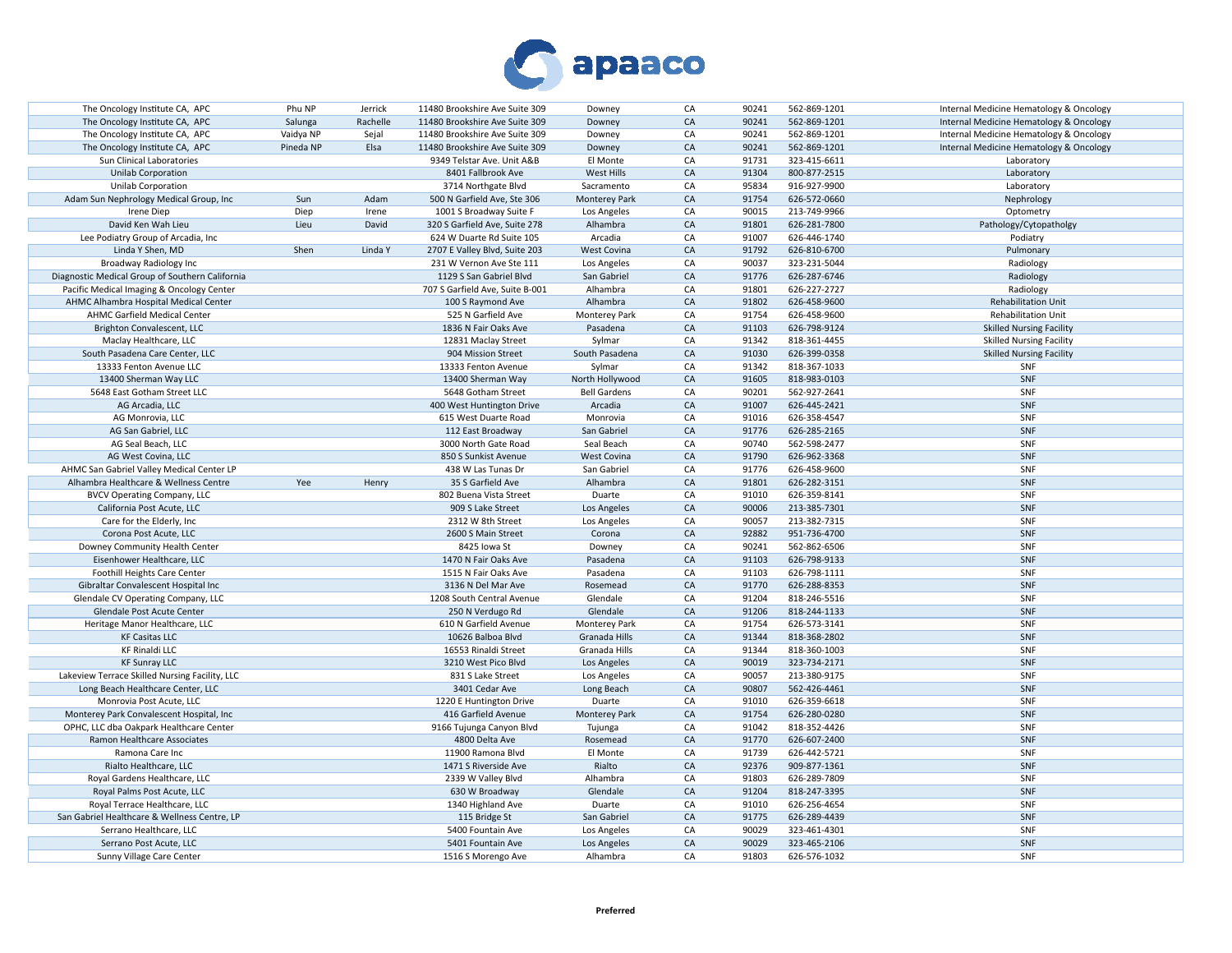| | | | | | | | | |
|---|---|---|---|---|---|---|---|---|
| The Oncology Institute CA, APC | Phu NP | Jerrick | 11480 Brookshire Ave Suite 309 | Downey | CA | 90241 | 562-869-1201 | Internal Medicine Hematology & Oncology |
| The Oncology Institute CA, APC | Salunga | Rachelle | 11480 Brookshire Ave Suite 309 | Downey | CA | 90241 | 562-869-1201 | Internal Medicine Hematology & Oncology |
| The Oncology Institute CA, APC | Vaidya NP | Sejal | 11480 Brookshire Ave Suite 309 | Downey | CA | 90241 | 562-869-1201 | Internal Medicine Hematology & Oncology |
| The Oncology Institute CA, APC | Pineda NP | Elsa | 11480 Brookshire Ave Suite 309 | Downey | CA | 90241 | 562-869-1201 | Internal Medicine Hematology & Oncology |
| Sun Clinical Laboratories | | | 9349 Telstar Ave. Unit A&B | El Monte | CA | 91731 | 323-415-6611 | Laboratory |
| Unilab Corporation | | | 8401 Fallbrook Ave | West Hills | CA | 91304 | 800-877-2515 | Laboratory |
| Unilab Corporation | | | 3714 Northgate Blvd | Sacramento | CA | 95834 | 916-927-9900 | Laboratory |
| Adam Sun Nephrology Medical Group, Inc | Sun | Adam | 500 N Garfield Ave, Ste 306 | Monterey Park | CA | 91754 | 626-572-0660 | Nephrology |
| Irene Diep | Diep | Irene | 1001 S Broadway Suite F | Los Angeles | CA | 90015 | 213-749-9966 | Optometry |
| David Ken Wah Lieu | Lieu | David | 320 S Garfield Ave, Suite 278 | Alhambra | CA | 91801 | 626-281-7800 | Pathology/Cytopatholgy |
| Lee Podiatry Group of Arcadia, Inc | | | 624 W Duarte Rd Suite 105 | Arcadia | CA | 91007 | 626-446-1740 | Podiatry |
| Linda Y Shen, MD | Shen | Linda Y | 2707 E Valley Blvd, Suite 203 | West Covina | CA | 91792 | 626-810-6700 | Pulmonary |
| Broadway Radiology Inc | | | 231 W Vernon Ave Ste 111 | Los Angeles | CA | 90037 | 323-231-5044 | Radiology |
| Diagnostic Medical Group of Southern California | | | 1129 S San Gabriel Blvd | San Gabriel | CA | 91776 | 626-287-6746 | Radiology |
| Pacific Medical Imaging & Oncology Center | | | 707 S Garfield Ave, Suite B-001 | Alhambra | CA | 91801 | 626-227-2727 | Radiology |
| AHMC Alhambra Hospital Medical Center | | | 100 S Raymond Ave | Alhambra | CA | 91802 | 626-458-9600 | Rehabilitation Unit |
| AHMC Garfield Medical Center | | | 525 N Garfield Ave | Monterey Park | CA | 91754 | 626-458-9600 | Rehabilitation Unit |
| Brighton Convalescent, LLC | | | 1836 N Fair Oaks Ave | Pasadena | CA | 91103 | 626-798-9124 | Skilled Nursing Facility |
| Maclay Healthcare, LLC | | | 12831 Maclay Street | Sylmar | CA | 91342 | 818-361-4455 | Skilled Nursing Facility |
| South Pasadena Care Center, LLC | | | 904 Mission Street | South Pasadena | CA | 91030 | 626-399-0358 | Skilled Nursing Facility |
| 13333 Fenton Avenue LLC | | | 13333 Fenton Avenue | Sylmar | CA | 91342 | 818-367-1033 | SNF |
| 13400 Sherman Way LLC | | | 13400 Sherman Way | North Hollywood | CA | 91605 | 818-983-0103 | SNF |
| 5648 East Gotham Street LLC | | | 5648 Gotham Street | Bell Gardens | CA | 90201 | 562-927-2641 | SNF |
| AG Arcadia, LLC | | | 400 West Huntington Drive | Arcadia | CA | 91007 | 626-445-2421 | SNF |
| AG Monrovia, LLC | | | 615 West Duarte Road | Monrovia | CA | 91016 | 626-358-4547 | SNF |
| AG San Gabriel, LLC | | | 112 East Broadway | San Gabriel | CA | 91776 | 626-285-2165 | SNF |
| AG Seal Beach, LLC | | | 3000 North Gate Road | Seal Beach | CA | 90740 | 562-598-2477 | SNF |
| AG West Covina, LLC | | | 850 S Sunkist Avenue | West Covina | CA | 91790 | 626-962-3368 | SNF |
| AHMC San Gabriel Valley Medical Center LP | | | 438 W Las Tunas Dr | San Gabriel | CA | 91776 | 626-458-9600 | SNF |
| Alhambra Healthcare & Wellness Centre | Yee | Henry | 35 S Garfield Ave | Alhambra | CA | 91801 | 626-282-3151 | SNF |
| BVCV Operating Company, LLC | | | 802 Buena Vista Street | Duarte | CA | 91010 | 626-359-8141 | SNF |
| California Post Acute, LLC | | | 909 S Lake Street | Los Angeles | CA | 90006 | 213-385-7301 | SNF |
| Care for the Elderly, Inc | | | 2312 W 8th Street | Los Angeles | CA | 90057 | 213-382-7315 | SNF |
| Corona Post Acute, LLC | | | 2600 S Main Street | Corona | CA | 92882 | 951-736-4700 | SNF |
| Downey Community Health Center | | | 8425 Iowa St | Downey | CA | 90241 | 562-862-6506 | SNF |
| Eisenhower Healthcare, LLC | | | 1470 N Fair Oaks Ave | Pasadena | CA | 91103 | 626-798-9133 | SNF |
| Foothill Heights Care Center | | | 1515 N Fair Oaks Ave | Pasadena | CA | 91103 | 626-798-1111 | SNF |
| Gibraltar Convalescent Hospital Inc | | | 3136 N Del Mar Ave | Rosemead | CA | 91770 | 626-288-8353 | SNF |
| Glendale CV Operating Company, LLC | | | 1208 South Central Avenue | Glendale | CA | 91204 | 818-246-5516 | SNF |
| Glendale Post Acute Center | | | 250 N Verdugo Rd | Glendale | CA | 91206 | 818-244-1133 | SNF |
| Heritage Manor Healthcare, LLC | | | 610 N Garfield Avenue | Monterey Park | CA | 91754 | 626-573-3141 | SNF |
| KF Casitas LLC | | | 10626 Balboa Blvd | Granada Hills | CA | 91344 | 818-368-2802 | SNF |
| KF Rinaldi LLC | | | 16553 Rinaldi Street | Granada Hills | CA | 91344 | 818-360-1003 | SNF |
| KF Sunray LLC | | | 3210 West Pico Blvd | Los Angeles | CA | 90019 | 323-734-2171 | SNF |
| Lakeview Terrace Skilled Nursing Facility, LLC | | | 831 S Lake Street | Los Angeles | CA | 90057 | 213-380-9175 | SNF |
| Long Beach Healthcare Center, LLC | | | 3401 Cedar Ave | Long Beach | CA | 90807 | 562-426-4461 | SNF |
| Monrovia Post Acute, LLC | | | 1220 E Huntington Drive | Duarte | CA | 91010 | 626-359-6618 | SNF |
| Monterey Park Convalescent Hospital, Inc | | | 416 Garfield Avenue | Monterey Park | CA | 91754 | 626-280-0280 | SNF |
| OPHC, LLC dba Oakpark Healthcare Center | | | 9166 Tujunga Canyon Blvd | Tujunga | CA | 91042 | 818-352-4426 | SNF |
| Ramon Healthcare Associates | | | 4800 Delta Ave | Rosemead | CA | 91770 | 626-607-2400 | SNF |
| Ramona Care Inc | | | 11900 Ramona Blvd | El Monte | CA | 91739 | 626-442-5721 | SNF |
| Rialto Healthcare, LLC | | | 1471 S Riverside Ave | Rialto | CA | 92376 | 909-877-1361 | SNF |
| Royal Gardens Healthcare, LLC | | | 2339 W Valley Blvd | Alhambra | CA | 91803 | 626-289-7809 | SNF |
| Royal Palms Post Acute, LLC | | | 630 W Broadway | Glendale | CA | 91204 | 818-247-3395 | SNF |
| Royal Terrace Healthcare, LLC | | | 1340 Highland Ave | Duarte | CA | 91010 | 626-256-4654 | SNF |
| San Gabriel Healthcare & Wellness Centre, LP | | | 115 Bridge St | San Gabriel | CA | 91775 | 626-289-4439 | SNF |
| Serrano Healthcare, LLC | | | 5400 Fountain Ave | Los Angeles | CA | 90029 | 323-461-4301 | SNF |
| Serrano Post Acute, LLC | | | 5401 Fountain Ave | Los Angeles | CA | 90029 | 323-465-2106 | SNF |
| Sunny Village Care Center | | | 1516 S Morengo Ave | Alhambra | CA | 91803 | 626-576-1032 | SNF |

**Preferred**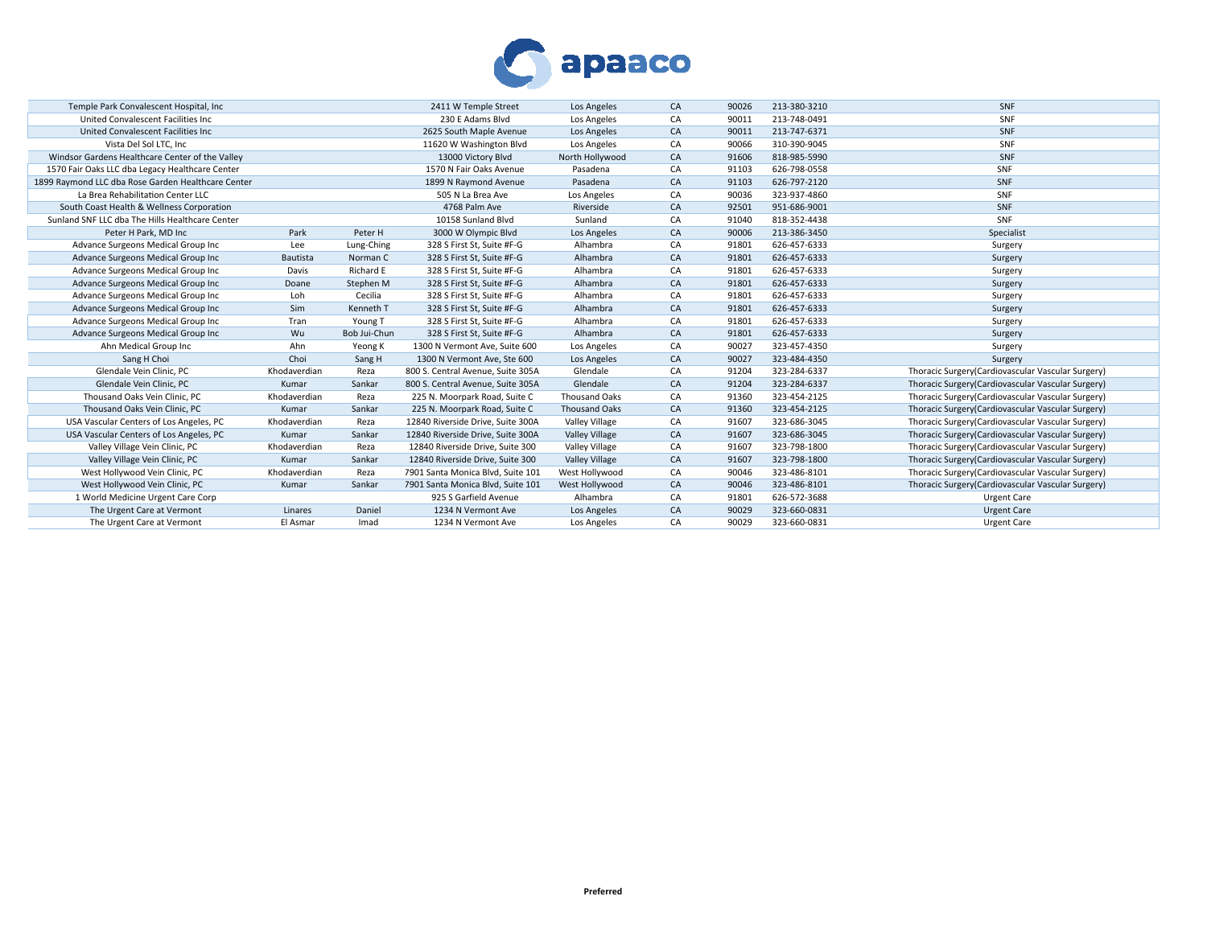| | | | | | | | | |
|---|---|---|---|---|---|---|---|---|
| Temple Park Convalescent Hospital, Inc | | | 2411 W Temple Street | Los Angeles | CA | 90026 | 213-380-3210 | SNF |
| United Convalescent Facilities Inc | | | 230 E Adams Blvd | Los Angeles | CA | 90011 | 213-748-0491 | SNF |
| United Convalescent Facilities Inc | | | 2625 South Maple Avenue | Los Angeles | CA | 90011 | 213-747-6371 | SNF |
| Vista Del Sol LTC, Inc | | | 11620 W Washington Blvd | Los Angeles | CA | 90066 | 310-390-9045 | SNF |
| Windsor Gardens Healthcare Center of the Valley | | | 13000 Victory Blvd | North Hollywood | CA | 91606 | 818-985-5990 | SNF |
| 1570 Fair Oaks LLC dba Legacy Healthcare Center | | | 1570 N Fair Oaks Avenue | Pasadena | CA | 91103 | 626-798-0558 | SNF |
| 1899 Raymond LLC dba Rose Garden Healthcare Center | | | 1899 N Raymond Avenue | Pasadena | CA | 91103 | 626-797-2120 | SNF |
| La Brea Rehabilitation Center LLC | | | 505 N La Brea Ave | Los Angeles | CA | 90036 | 323-937-4860 | SNF |
| South Coast Health & Wellness Corporation | | | 4768 Palm Ave | Riverside | CA | 92501 | 951-686-9001 | SNF |
| Sunland SNF LLC dba The Hills Healthcare Center | | | 10158 Sunland Blvd | Sunland | CA | 91040 | 818-352-4438 | SNF |
| Peter H Park, MD Inc | Park | Peter H | 3000 W Olympic Blvd | Los Angeles | CA | 90006 | 213-386-3450 | Specialist |
| Advance Surgeons Medical Group Inc | Lee | Lung-Ching | 328 S First St, Suite #F-G | Alhambra | CA | 91801 | 626-457-6333 | Surgery |
| Advance Surgeons Medical Group Inc | Bautista | Norman C | 328 S First St, Suite #F-G | Alhambra | CA | 91801 | 626-457-6333 | Surgery |
| Advance Surgeons Medical Group Inc | Davis | Richard E | 328 S First St, Suite #F-G | Alhambra | CA | 91801 | 626-457-6333 | Surgery |
| Advance Surgeons Medical Group Inc | Doane | Stephen M | 328 S First St, Suite #F-G | Alhambra | CA | 91801 | 626-457-6333 | Surgery |
| Advance Surgeons Medical Group Inc | Loh | Cecilia | 328 S First St, Suite #F-G | Alhambra | CA | 91801 | 626-457-6333 | Surgery |
| Advance Surgeons Medical Group Inc | Sim | Kenneth T | 328 S First St, Suite #F-G | Alhambra | CA | 91801 | 626-457-6333 | Surgery |
| Advance Surgeons Medical Group Inc | Tran | Young T | 328 S First St, Suite #F-G | Alhambra | CA | 91801 | 626-457-6333 | Surgery |
| Advance Surgeons Medical Group Inc | Wu | Bob Jui-Chun | 328 S First St, Suite #F-G | Alhambra | CA | 91801 | 626-457-6333 | Surgery |
| Ahn Medical Group Inc | Ahn | Yeong K | 1300 N Vermont Ave, Suite 600 | Los Angeles | CA | 90027 | 323-457-4350 | Surgery |
| Sang H Choi | Choi | Sang H | 1300 N Vermont Ave, Ste 600 | Los Angeles | CA | 90027 | 323-484-4350 | Surgery |
| Glendale Vein Clinic, PC | Khodaverdian | Reza | 800 S. Central Avenue, Suite 305A | Glendale | CA | 91204 | 323-284-6337 | Thoracic Surgery(Cardiovascular Vascular Surgery) |
| Glendale Vein Clinic, PC | Kumar | Sankar | 800 S. Central Avenue, Suite 305A | Glendale | CA | 91204 | 323-284-6337 | Thoracic Surgery(Cardiovascular Vascular Surgery) |
| Thousand Oaks Vein Clinic, PC | Khodaverdian | Reza | 225 N. Moorpark Road, Suite C | Thousand Oaks | CA | 91360 | 323-454-2125 | Thoracic Surgery(Cardiovascular Vascular Surgery) |
| Thousand Oaks Vein Clinic, PC | Kumar | Sankar | 225 N. Moorpark Road, Suite C | Thousand Oaks | CA | 91360 | 323-454-2125 | Thoracic Surgery(Cardiovascular Vascular Surgery) |
| USA Vascular Centers of Los Angeles, PC | Khodaverdian | Reza | 12840 Riverside Drive, Suite 300A | Valley Village | CA | 91607 | 323-686-3045 | Thoracic Surgery(Cardiovascular Vascular Surgery) |
| USA Vascular Centers of Los Angeles, PC | Kumar | Sankar | 12840 Riverside Drive, Suite 300A | Valley Village | CA | 91607 | 323-686-3045 | Thoracic Surgery(Cardiovascular Vascular Surgery) |
| Valley Village Vein Clinic, PC | Khodaverdian | Reza | 12840 Riverside Drive, Suite 300 | Valley Village | CA | 91607 | 323-798-1800 | Thoracic Surgery(Cardiovascular Vascular Surgery) |
| Valley Village Vein Clinic, PC | Kumar | Sankar | 12840 Riverside Drive, Suite 300 | Valley Village | CA | 91607 | 323-798-1800 | Thoracic Surgery(Cardiovascular Vascular Surgery) |
| West Hollywood Vein Clinic, PC | Khodaverdian | Reza | 7901 Santa Monica Blvd, Suite 101 | West Hollywood | CA | 90046 | 323-486-8101 | Thoracic Surgery(Cardiovascular Vascular Surgery) |
| West Hollywood Vein Clinic, PC | Kumar | Sankar | 7901 Santa Monica Blvd, Suite 101 | West Hollywood | CA | 90046 | 323-486-8101 | Thoracic Surgery(Cardiovascular Vascular Surgery) |
| 1 World Medicine Urgent Care Corp | | | 925 S Garfield Avenue | Alhambra | CA | 91801 | 626-572-3688 | Urgent Care |
| The Urgent Care at Vermont | Linares | Daniel | 1234 N Vermont Ave | Los Angeles | CA | 90029 | 323-660-0831 | Urgent Care |
| The Urgent Care at Vermont | El Asmar | Imad | 1234 N Vermont Ave | Los Angeles | CA | 90029 | 323-660-0831 | Urgent Care |

**Preferred**